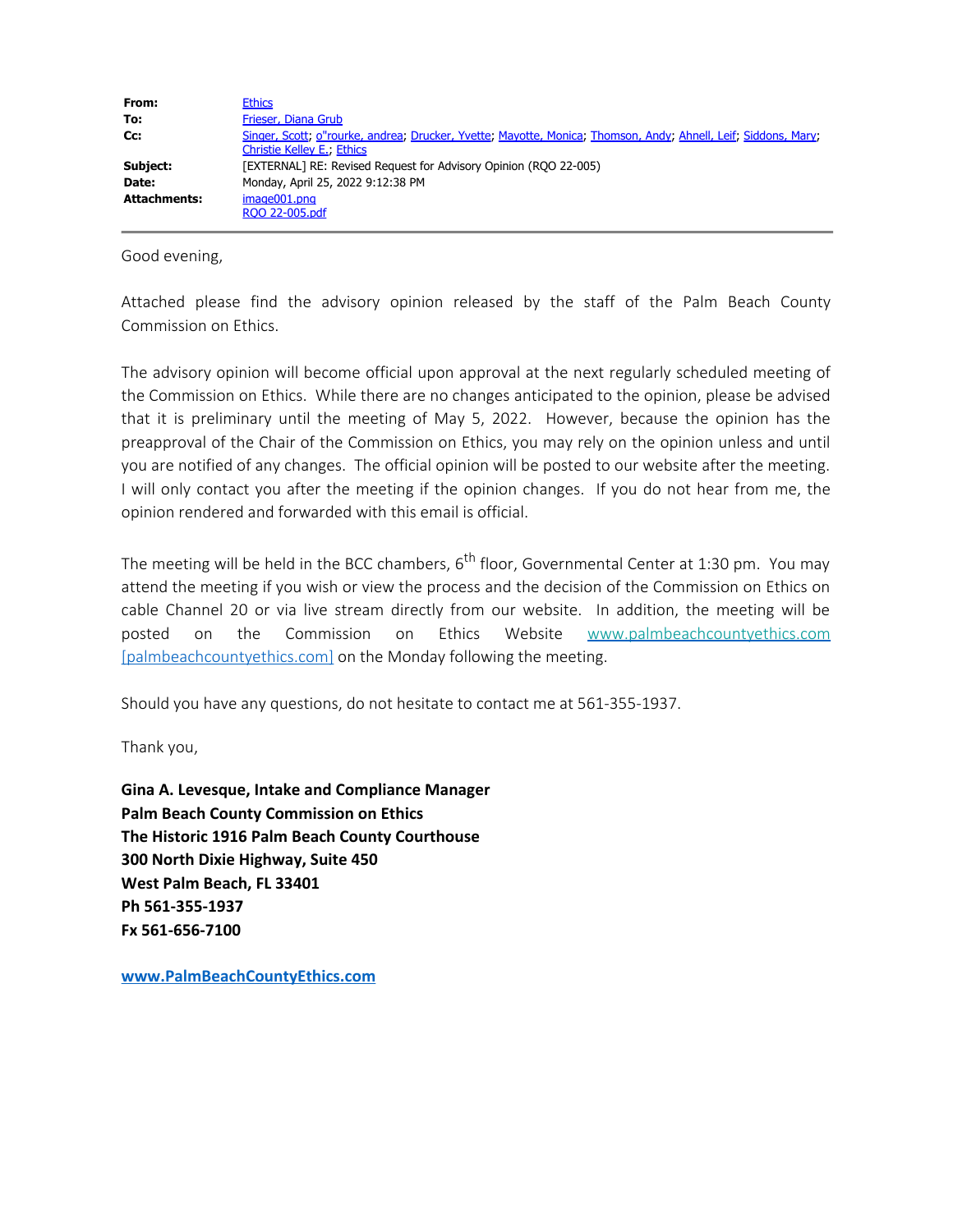| | |
|---|---|
| **From:** | Ethics |
| **To:** | Frieser, Diana Grub |
| **Cc:** | Singer, Scott; o"rourke, andrea; Drucker, Yvette; Mayotte, Monica; Thomson, Andy; Ahnell, Leif; Siddons, Mary; Christie Kelley E.; Ethics |
| **Subject:** | [EXTERNAL] RE: Revised Request for Advisory Opinion (RQO 22-005) |
| **Date:** | Monday, April 25, 2022 9:12:38 PM |
| **Attachments:** | image001.png<br>RQO 22-005.pdf |

Good evening,

Attached please find the advisory opinion released by the staff of the Palm Beach County Commission on Ethics.

The advisory opinion will become official upon approval at the next regularly scheduled meeting of the Commission on Ethics. While there are no changes anticipated to the opinion, please be advised that it is preliminary until the meeting of May 5, 2022. However, because the opinion has the preapproval of the Chair of the Commission on Ethics, you may rely on the opinion unless and until you are notified of any changes. The official opinion will be posted to our website after the meeting. I will only contact you after the meeting if the opinion changes. If you do not hear from me, the opinion rendered and forwarded with this email is official.

The meeting will be held in the BCC chambers, 6th floor, Governmental Center at 1:30 pm. You may attend the meeting if you wish or view the process and the decision of the Commission on Ethics on cable Channel 20 or via live stream directly from our website. In addition, the meeting will be posted on the Commission on Ethics Website www.palmbeachcountyethics.com [palmbeachcountyethics.com] on the Monday following the meeting.

Should you have any questions, do not hesitate to contact me at 561-355-1937.

Thank you,

**Gina A. Levesque, Intake and Compliance Manager**
**Palm Beach County Commission on Ethics**
**The Historic 1916 Palm Beach County Courthouse**
**300 North Dixie Highway, Suite 450**
**West Palm Beach, FL 33401**
**Ph 561-355-1937**
**Fx 561-656-7100**

**www.PalmBeachCountyEthics.com**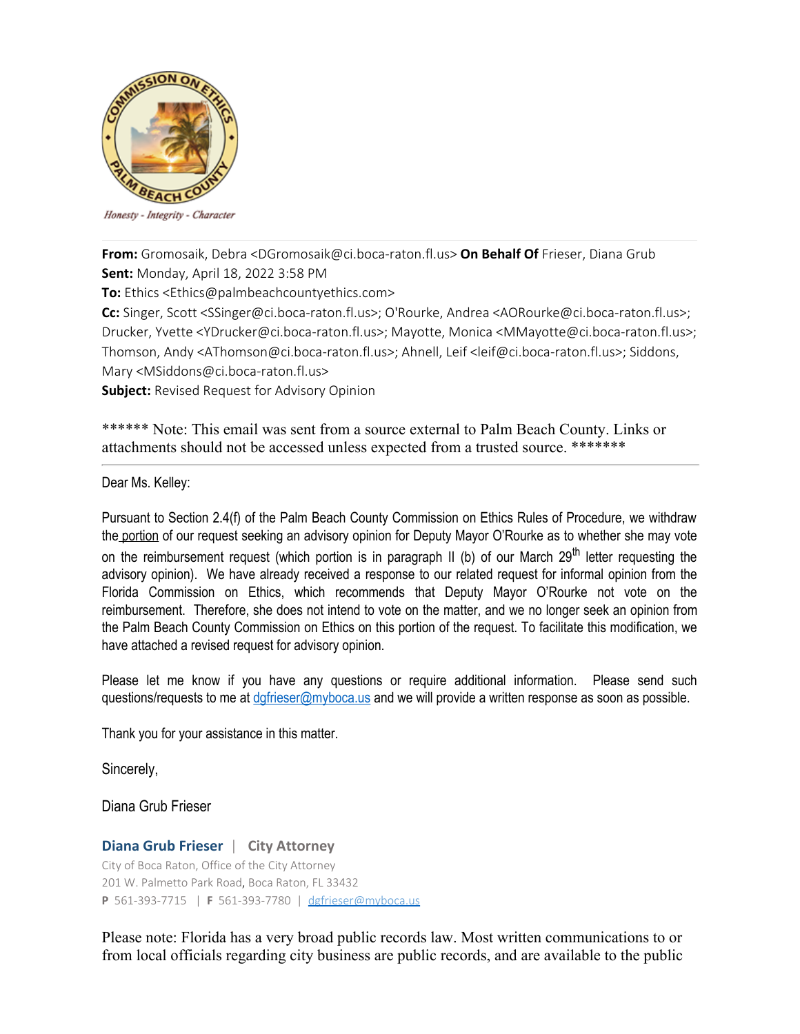Honesty - Integrity - Character

**From:** Gromosaik, Debra <DGromosaik@ci.boca-raton.fl.us> **On Behalf Of** Frieser, Diana Grub
**Sent:** Monday, April 18, 2022 3:58 PM
**To:** Ethics <Ethics@palmbeachcountyethics.com>
**Cc:** Singer, Scott <SSinger@ci.boca-raton.fl.us>; O'Rourke, Andrea <AORourke@ci.boca-raton.fl.us>; Drucker, Yvette <YDrucker@ci.boca-raton.fl.us>; Mayotte, Monica <MMayotte@ci.boca-raton.fl.us>; Thomson, Andy <AThomson@ci.boca-raton.fl.us>; Ahnell, Leif <leif@ci.boca-raton.fl.us>; Siddons, Mary <MSiddons@ci.boca-raton.fl.us>
**Subject:** Revised Request for Advisory Opinion

****** Note: This email was sent from a source external to Palm Beach County. Links or attachments should not be accessed unless expected from a trusted source. *******

Dear Ms. Kelley:

Pursuant to Section 2.4(f) of the Palm Beach County Commission on Ethics Rules of Procedure, we withdraw the portion of our request seeking an advisory opinion for Deputy Mayor O'Rourke as to whether she may vote on the reimbursement request (which portion is in paragraph II (b) of our March 29th letter requesting the advisory opinion). We have already received a response to our related request for informal opinion from the Florida Commission on Ethics, which recommends that Deputy Mayor O'Rourke not vote on the reimbursement. Therefore, she does not intend to vote on the matter, and we no longer seek an opinion from the Palm Beach County Commission on Ethics on this portion of the request. To facilitate this modification, we have attached a revised request for advisory opinion.

Please let me know if you have any questions or require additional information. Please send such questions/requests to me at dgfrieser@myboca.us and we will provide a written response as soon as possible.

Thank you for your assistance in this matter.

Sincerely,

Diana Grub Frieser

**Diana Grub Frieser** | **City Attorney**
City of Boca Raton, Office of the City Attorney
201 W. Palmetto Park Road, Boca Raton, FL 33432
**P** 561-393-7715 | **F** 561-393-7780 | dgfrieser@myboca.us

Please note: Florida has a very broad public records law. Most written communications to or from local officials regarding city business are public records, and are available to the public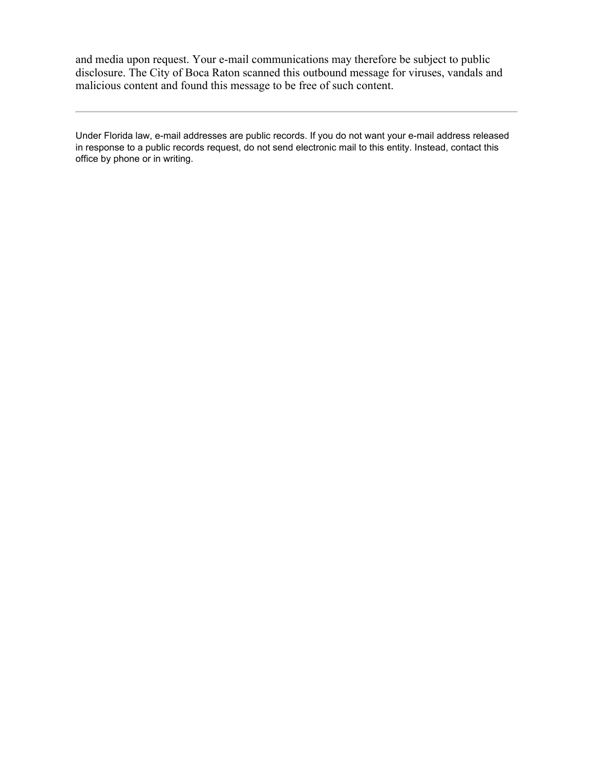and media upon request. Your e-mail communications may therefore be subject to public disclosure. The City of Boca Raton scanned this outbound message for viruses, vandals and malicious content and found this message to be free of such content.

---

Under Florida law, e-mail addresses are public records. If you do not want your e-mail address released in response to a public records request, do not send electronic mail to this entity. Instead, contact this office by phone or in writing.